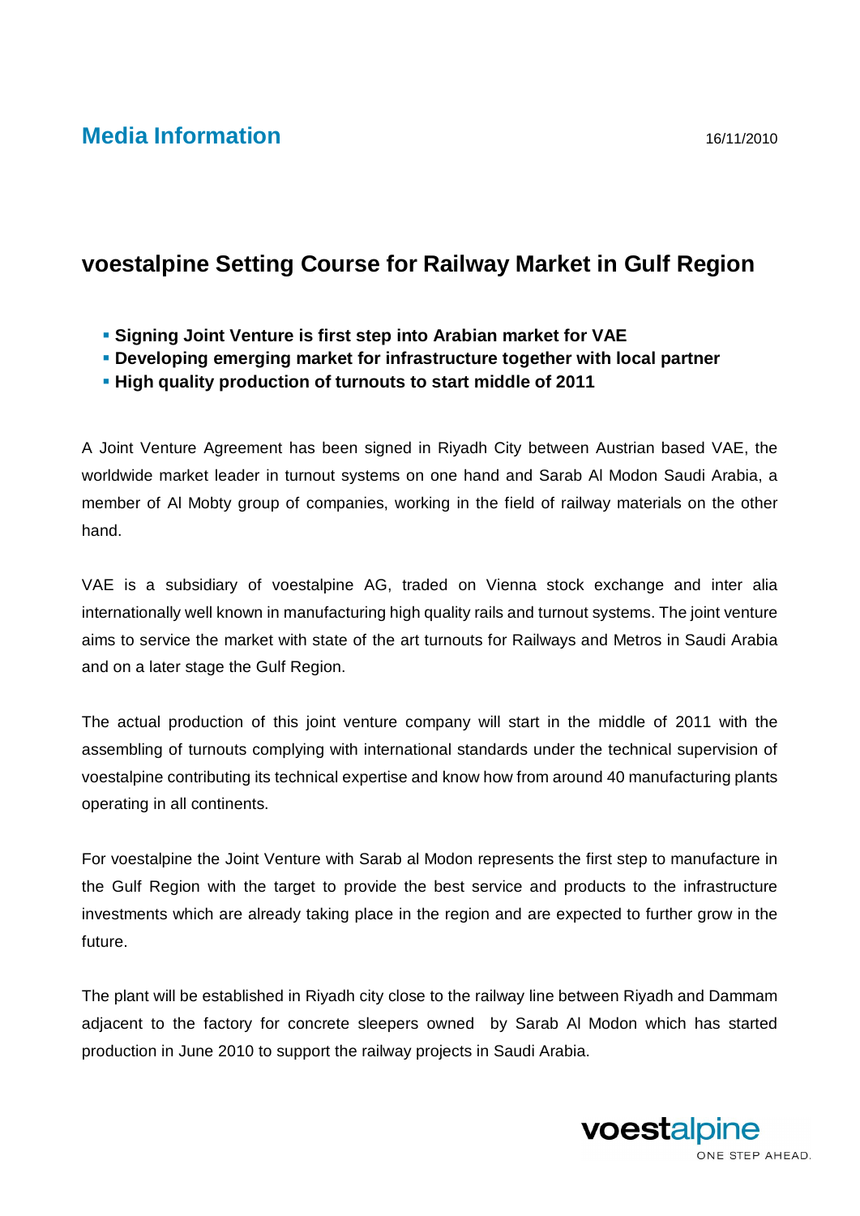**Media Information** 16/11/2010

# voestalpine Setting Course for Railway Market in Gulf Region

- **Signing Joint Venture is first step into Arabian market for VAE**
- **Developing emerging market for infrastructure together with local partner**
- **High quality production of turnouts to start middle of 2011**

A Joint Venture Agreement has been signed in Riyadh City between Austrian based VAE, the worldwide market leader in turnout systems on one hand and Sarab Al Modon Saudi Arabia, a member of Al Mobty group of companies, working in the field of railway materials on the other hand.

VAE is a subsidiary of voestalpine AG, traded on Vienna stock exchange and inter alia internationally well known in manufacturing high quality rails and turnout systems. The joint venture aims to service the market with state of the art turnouts for Railways and Metros in Saudi Arabia and on a later stage the Gulf Region.

The actual production of this joint venture company will start in the middle of 2011 with the assembling of turnouts complying with international standards under the technical supervision of voestalpine contributing its technical expertise and know how from around 40 manufacturing plants operating in all continents.

For voestalpine the Joint Venture with Sarab al Modon represents the first step to manufacture in the Gulf Region with the target to provide the best service and products to the infrastructure investments which are already taking place in the region and are expected to further grow in the future.

The plant will be established in Riyadh city close to the railway line between Riyadh and Dammam adjacent to the factory for concrete sleepers owned by Sarab Al Modon which has started production in June 2010 to support the railway projects in Saudi Arabia.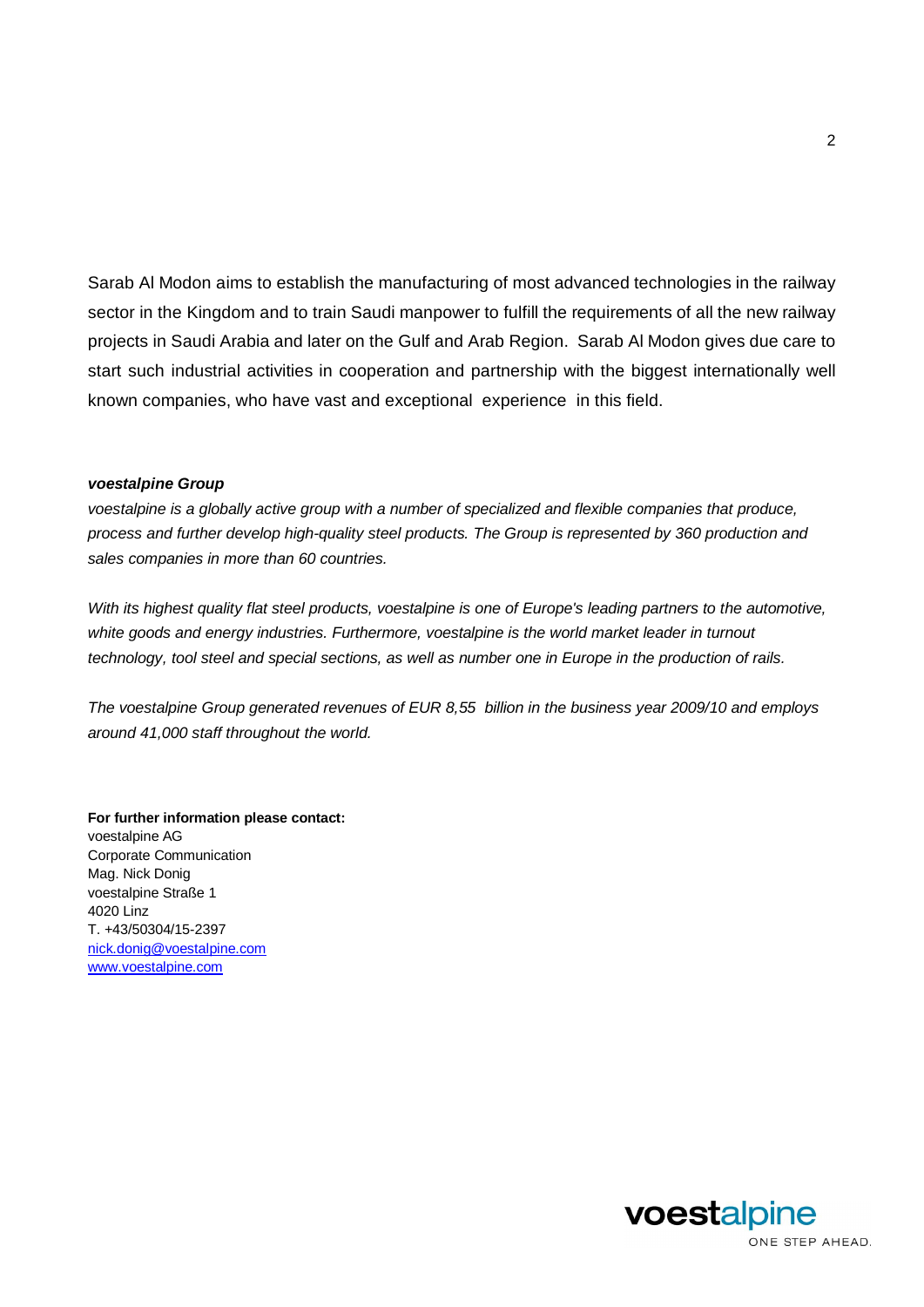Sarab Al Modon aims to establish the manufacturing of most advanced technologies in the railway sector in the Kingdom and to train Saudi manpower to fulfill the requirements of all the new railway projects in Saudi Arabia and later on the Gulf and Arab Region. Sarab Al Modon gives due care to start such industrial activities in cooperation and partnership with the biggest internationally well known companies, who have vast and exceptional experience in this field.

***voestalpine Group***

*voestalpine is a globally active group with a number of specialized and flexible companies that produce, process and further develop high-quality steel products. The Group is represented by 360 production and sales companies in more than 60 countries.*

*With its highest quality flat steel products, voestalpine is one of Europe's leading partners to the automotive, white goods and energy industries. Furthermore, voestalpine is the world market leader in turnout technology, tool steel and special sections, as well as number one in Europe in the production of rails.*

*The voestalpine Group generated revenues of EUR 8,55 billion in the business year 2009/10 and employs around 41,000 staff throughout the world.*

**For further information please contact:**
voestalpine AG
Corporate Communication
Mag. Nick Donig
voestalpine Straße 1
4020 Linz
T. +43/50304/15-2397
nick.donig@voestalpine.com
www.voestalpine.com

voestalpine
ONE STEP AHEAD.